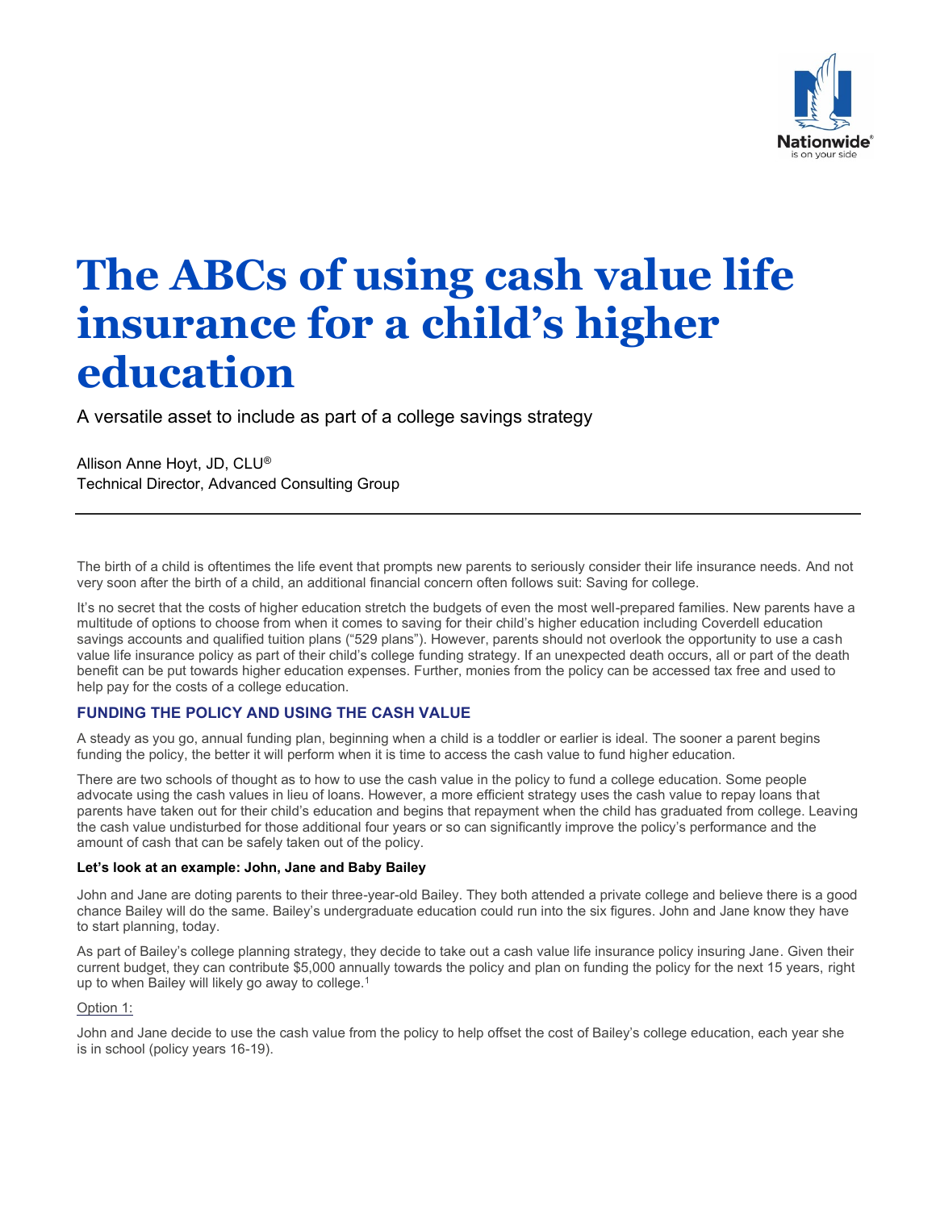# The ABCs of using cash value life insurance for a child's higher education

A versatile asset to include as part of a college savings strategy

Allison Anne Hoyt, JD, CLU®
Technical Director, Advanced Consulting Group

---

The birth of a child is oftentimes the life event that prompts new parents to seriously consider their life insurance needs. And not very soon after the birth of a child, an additional financial concern often follows suit: Saving for college.

It's no secret that the costs of higher education stretch the budgets of even the most well-prepared families. New parents have a multitude of options to choose from when it comes to saving for their child's higher education including Coverdell education savings accounts and qualified tuition plans ("529 plans"). However, parents should not overlook the opportunity to use a cash value life insurance policy as part of their child's college funding strategy. If an unexpected death occurs, all or part of the death benefit can be put towards higher education expenses. Further, monies from the policy can be accessed tax free and used to help pay for the costs of a college education.

## FUNDING THE POLICY AND USING THE CASH VALUE

A steady as you go, annual funding plan, beginning when a child is a toddler or earlier is ideal. The sooner a parent begins funding the policy, the better it will perform when it is time to access the cash value to fund higher education.

There are two schools of thought as to how to use the cash value in the policy to fund a college education. Some people advocate using the cash values in lieu of loans. However, a more efficient strategy uses the cash value to repay loans that parents have taken out for their child's education and begins that repayment when the child has graduated from college. Leaving the cash value undisturbed for those additional four years or so can significantly improve the policy's performance and the amount of cash that can be safely taken out of the policy.

**Let's look at an example: John, Jane and Baby Bailey**

John and Jane are doting parents to their three-year-old Bailey. They both attended a private college and believe there is a good chance Bailey will do the same. Bailey's undergraduate education could run into the six figures. John and Jane know they have to start planning, today.

As part of Bailey's college planning strategy, they decide to take out a cash value life insurance policy insuring Jane. Given their current budget, they can contribute $5,000 annually towards the policy and plan on funding the policy for the next 15 years, right up to when Bailey will likely go away to college.[1]

Option 1:

John and Jane decide to use the cash value from the policy to help offset the cost of Bailey's college education, each year she is in school (policy years 16-19).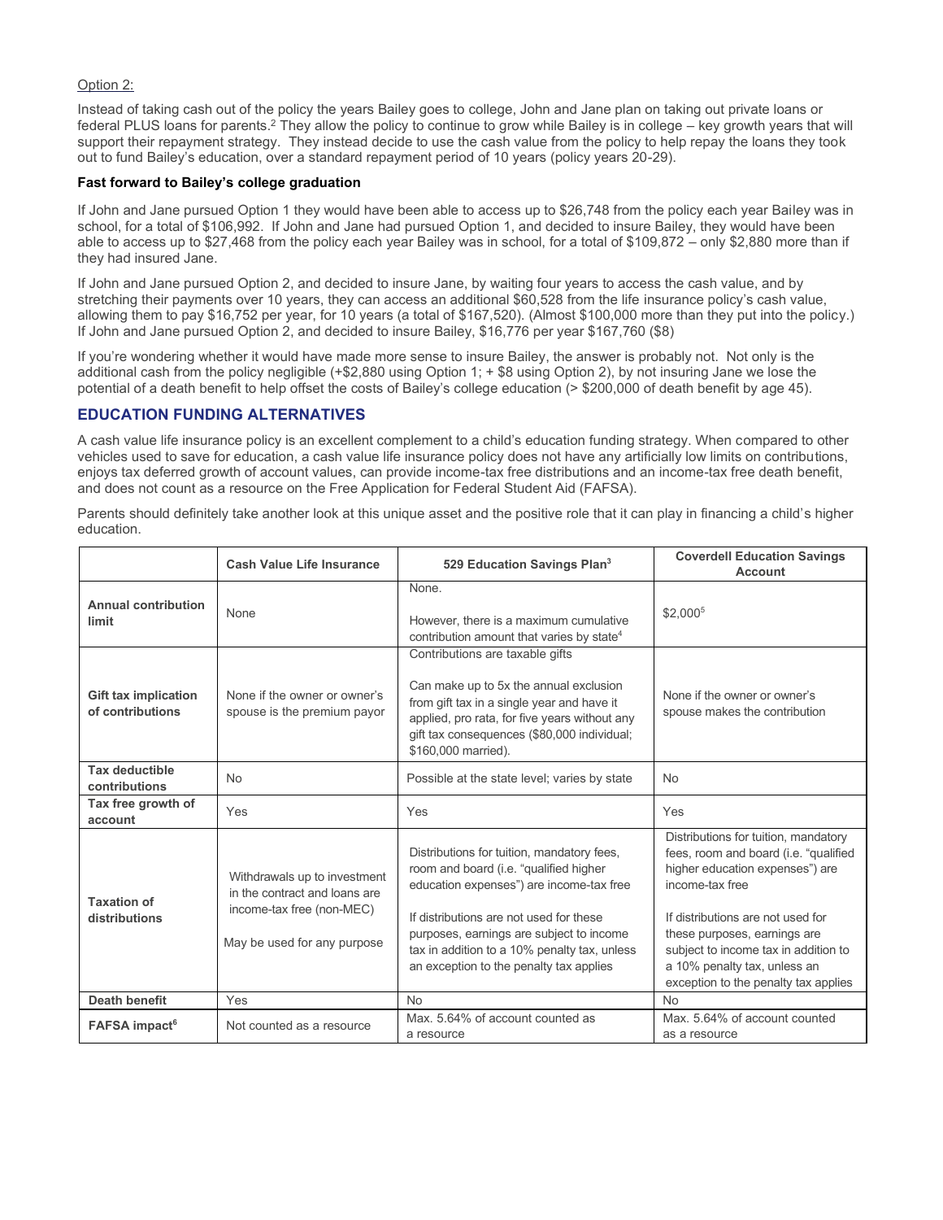Option 2:

Instead of taking cash out of the policy the years Bailey goes to college, John and Jane plan on taking out private loans or federal PLUS loans for parents.[2] They allow the policy to continue to grow while Bailey is in college – key growth years that will support their repayment strategy. They instead decide to use the cash value from the policy to help repay the loans they took out to fund Bailey's education, over a standard repayment period of 10 years (policy years 20-29).

**Fast forward to Bailey's college graduation**

If John and Jane pursued Option 1 they would have been able to access up to $26,748 from the policy each year Bailey was in school, for a total of $106,992. If John and Jane had pursued Option 1, and decided to insure Bailey, they would have been able to access up to $27,468 from the policy each year Bailey was in school, for a total of $109,872 – only $2,880 more than if they had insured Jane.

If John and Jane pursued Option 2, and decided to insure Jane, by waiting four years to access the cash value, and by stretching their payments over 10 years, they can access an additional $60,528 from the life insurance policy's cash value, allowing them to pay $16,752 per year, for 10 years (a total of $167,520). (Almost $100,000 more than they put into the policy.) If John and Jane pursued Option 2, and decided to insure Bailey, $16,776 per year $167,760 ($8)

If you're wondering whether it would have made more sense to insure Bailey, the answer is probably not. Not only is the additional cash from the policy negligible (+$2,880 using Option 1; + $8 using Option 2), by not insuring Jane we lose the potential of a death benefit to help offset the costs of Bailey's college education (> $200,000 of death benefit by age 45).

## EDUCATION FUNDING ALTERNATIVES

A cash value life insurance policy is an excellent complement to a child's education funding strategy. When compared to other vehicles used to save for education, a cash value life insurance policy does not have any artificially low limits on contributions, enjoys tax deferred growth of account values, can provide income-tax free distributions and an income-tax free death benefit, and does not count as a resource on the Free Application for Federal Student Aid (FAFSA).

Parents should definitely take another look at this unique asset and the positive role that it can play in financing a child's higher education.

| | Cash Value Life Insurance | 529 Education Savings Plan[3] | Coverdell Education Savings Account |
|---|---|---|---|
| **Annual contribution limit** | None | None.<br><br>However, there is a maximum cumulative contribution amount that varies by state[4] | $2,000[5] |
| **Gift tax implication of contributions** | None if the owner or owner's spouse is the premium payor | Contributions are taxable gifts<br><br>Can make up to 5x the annual exclusion from gift tax in a single year and have it applied, pro rata, for five years without any gift tax consequences ($80,000 individual; $160,000 married). | None if the owner or owner's spouse makes the contribution |
| **Tax deductible contributions** | No | Possible at the state level; varies by state | No |
| **Tax free growth of account** | Yes | Yes | Yes |
| **Taxation of distributions** | Withdrawals up to investment in the contract and loans are income-tax free (non-MEC)<br><br>May be used for any purpose | Distributions for tuition, mandatory fees, room and board (i.e. "qualified higher education expenses") are income-tax free<br><br>If distributions are not used for these purposes, earnings are subject to income tax in addition to a 10% penalty tax, unless an exception to the penalty tax applies | Distributions for tuition, mandatory fees, room and board (i.e. "qualified higher education expenses") are income-tax free<br><br>If distributions are not used for these purposes, earnings are subject to income tax in addition to a 10% penalty tax, unless an exception to the penalty tax applies |
| **Death benefit** | Yes | No | No |
| **FAFSA impact[6]** | Not counted as a resource | Max. 5.64% of account counted as a resource | Max. 5.64% of account counted as a resource |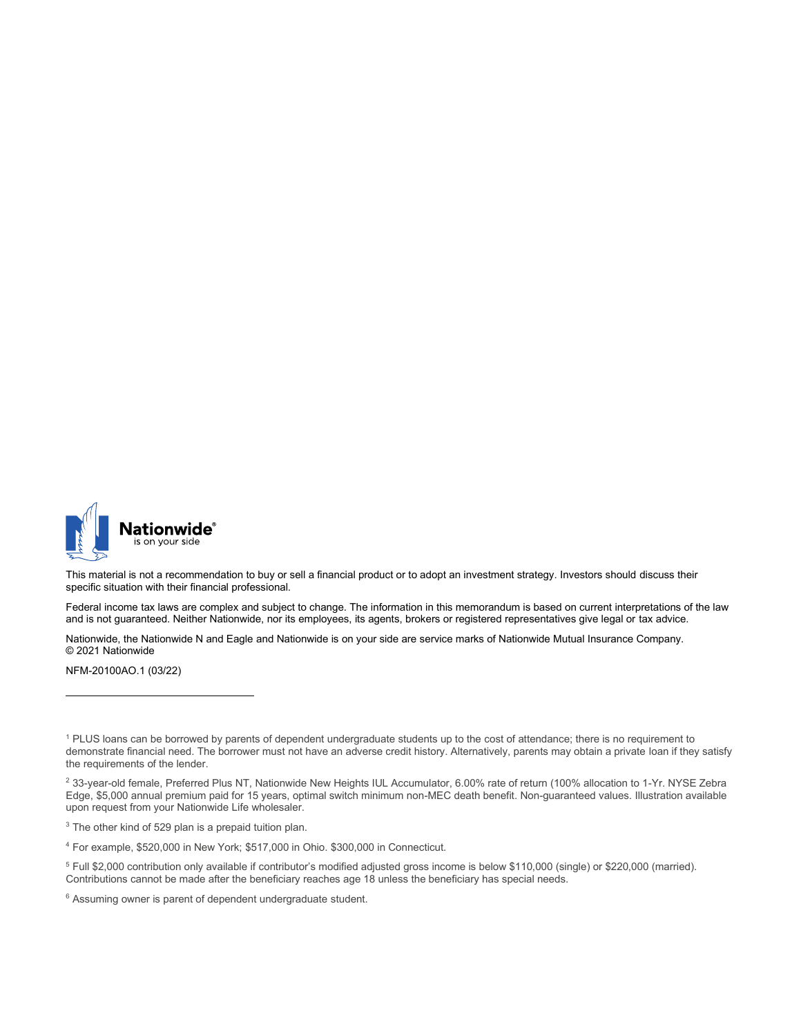Nationwide®
is on your side

This material is not a recommendation to buy or sell a financial product or to adopt an investment strategy. Investors should discuss their specific situation with their financial professional.

Federal income tax laws are complex and subject to change. The information in this memorandum is based on current interpretations of the law and is not guaranteed. Neither Nationwide, nor its employees, its agents, brokers or registered representatives give legal or tax advice.

Nationwide, the Nationwide N and Eagle and Nationwide is on your side are service marks of Nationwide Mutual Insurance Company. © 2021 Nationwide

NFM-20100AO.1 (03/22)

---

[1] PLUS loans can be borrowed by parents of dependent undergraduate students up to the cost of attendance; there is no requirement to demonstrate financial need. The borrower must not have an adverse credit history. Alternatively, parents may obtain a private loan if they satisfy the requirements of the lender.

[2] 33-year-old female, Preferred Plus NT, Nationwide New Heights IUL Accumulator, 6.00% rate of return (100% allocation to 1-Yr. NYSE Zebra Edge, $5,000 annual premium paid for 15 years, optimal switch minimum non-MEC death benefit. Non-guaranteed values. Illustration available upon request from your Nationwide Life wholesaler.

[3] The other kind of 529 plan is a prepaid tuition plan.

[4] For example, $520,000 in New York; $517,000 in Ohio. $300,000 in Connecticut.

[5] Full $2,000 contribution only available if contributor's modified adjusted gross income is below $110,000 (single) or $220,000 (married). Contributions cannot be made after the beneficiary reaches age 18 unless the beneficiary has special needs.

[6] Assuming owner is parent of dependent undergraduate student.